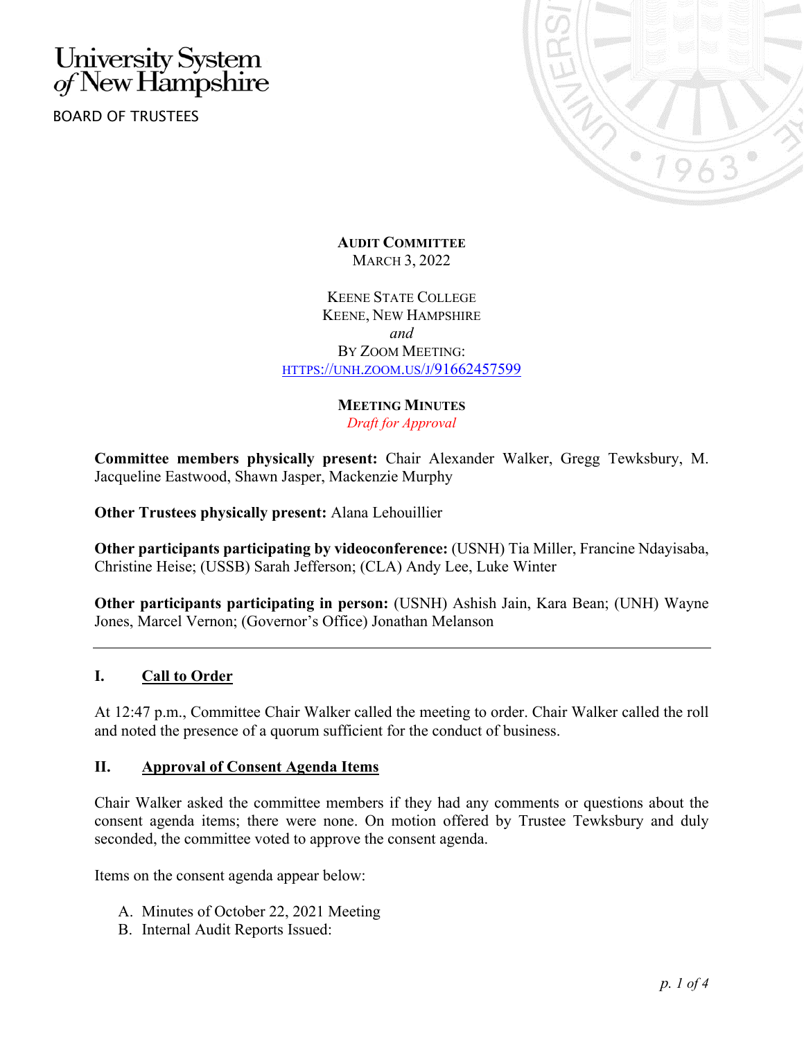University System of New Hampshire

BOARD OF TRUSTEES

**AUDIT COMMITTEE**
MARCH 3, 2022

KEENE STATE COLLEGE
KEENE, NEW HAMPSHIRE
*and*
BY ZOOM MEETING:
HTTPS://UNH.ZOOM.US/J/91662457599

**MEETING MINUTES**
*Draft for Approval*

**Committee members physically present:** Chair Alexander Walker, Gregg Tewksbury, M. Jacqueline Eastwood, Shawn Jasper, Mackenzie Murphy

**Other Trustees physically present:** Alana Lehouillier

**Other participants participating by videoconference:** (USNH) Tia Miller, Francine Ndayisaba, Christine Heise; (USSB) Sarah Jefferson; (CLA) Andy Lee, Luke Winter

**Other participants participating in person:** (USNH) Ashish Jain, Kara Bean; (UNH) Wayne Jones, Marcel Vernon; (Governor's Office) Jonathan Melanson

---

## I. Call to Order

At 12:47 p.m., Committee Chair Walker called the meeting to order. Chair Walker called the roll and noted the presence of a quorum sufficient for the conduct of business.

## II. Approval of Consent Agenda Items

Chair Walker asked the committee members if they had any comments or questions about the consent agenda items; there were none. On motion offered by Trustee Tewksbury and duly seconded, the committee voted to approve the consent agenda.

Items on the consent agenda appear below:

A. Minutes of October 22, 2021 Meeting
B. Internal Audit Reports Issued: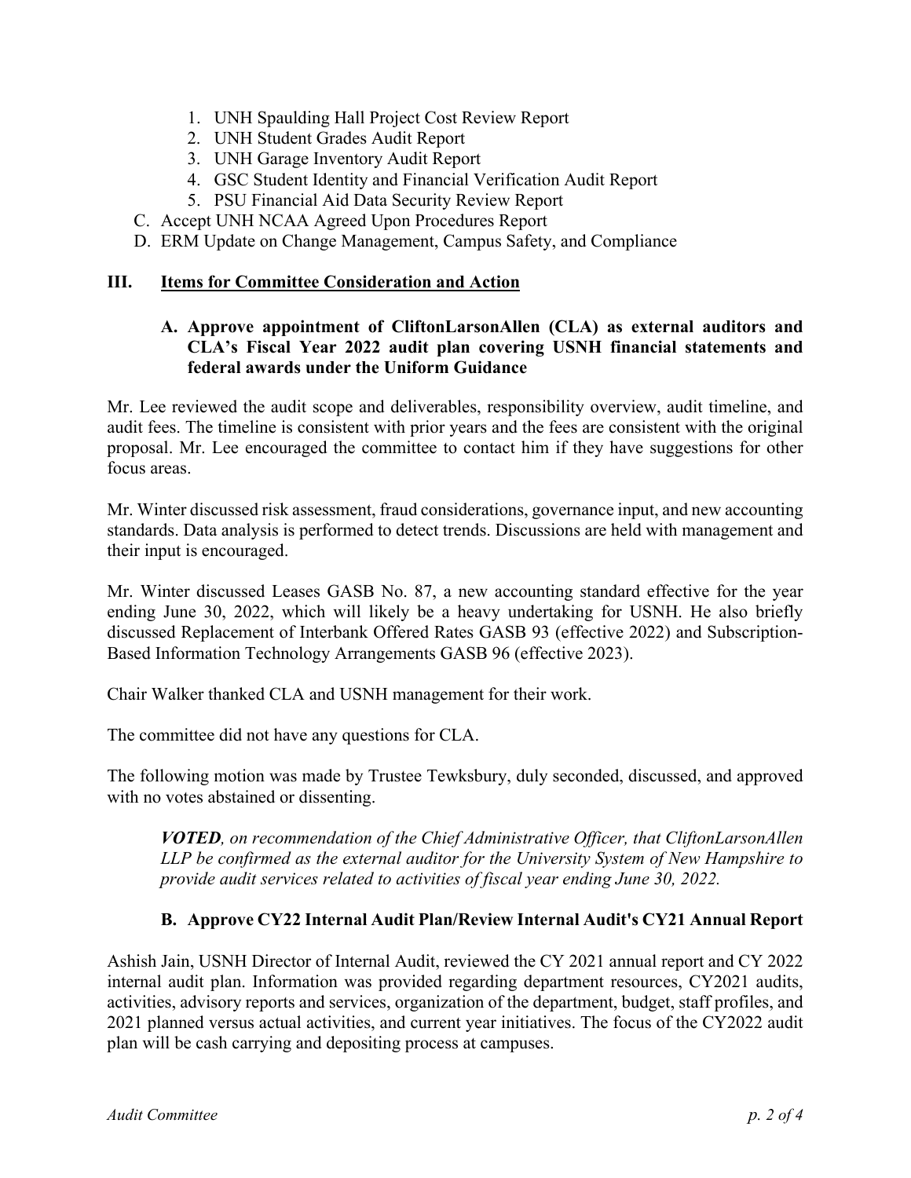1. UNH Spaulding Hall Project Cost Review Report
2. UNH Student Grades Audit Report
3. UNH Garage Inventory Audit Report
4. GSC Student Identity and Financial Verification Audit Report
5. PSU Financial Aid Data Security Review Report

C. Accept UNH NCAA Agreed Upon Procedures Report

D. ERM Update on Change Management, Campus Safety, and Compliance

## III. Items for Committee Consideration and Action

### A. Approve appointment of CliftonLarsonAllen (CLA) as external auditors and CLA's Fiscal Year 2022 audit plan covering USNH financial statements and federal awards under the Uniform Guidance

Mr. Lee reviewed the audit scope and deliverables, responsibility overview, audit timeline, and audit fees. The timeline is consistent with prior years and the fees are consistent with the original proposal. Mr. Lee encouraged the committee to contact him if they have suggestions for other focus areas.

Mr. Winter discussed risk assessment, fraud considerations, governance input, and new accounting standards. Data analysis is performed to detect trends. Discussions are held with management and their input is encouraged.

Mr. Winter discussed Leases GASB No. 87, a new accounting standard effective for the year ending June 30, 2022, which will likely be a heavy undertaking for USNH. He also briefly discussed Replacement of Interbank Offered Rates GASB 93 (effective 2022) and Subscription-Based Information Technology Arrangements GASB 96 (effective 2023).

Chair Walker thanked CLA and USNH management for their work.

The committee did not have any questions for CLA.

The following motion was made by Trustee Tewksbury, duly seconded, discussed, and approved with no votes abstained or dissenting.

> ***VOTED****, on recommendation of the Chief Administrative Officer, that CliftonLarsonAllen LLP be confirmed as the external auditor for the University System of New Hampshire to provide audit services related to activities of fiscal year ending June 30, 2022.*

### B. Approve CY22 Internal Audit Plan/Review Internal Audit's CY21 Annual Report

Ashish Jain, USNH Director of Internal Audit, reviewed the CY 2021 annual report and CY 2022 internal audit plan. Information was provided regarding department resources, CY2021 audits, activities, advisory reports and services, organization of the department, budget, staff profiles, and 2021 planned versus actual activities, and current year initiatives. The focus of the CY2022 audit plan will be cash carrying and depositing process at campuses.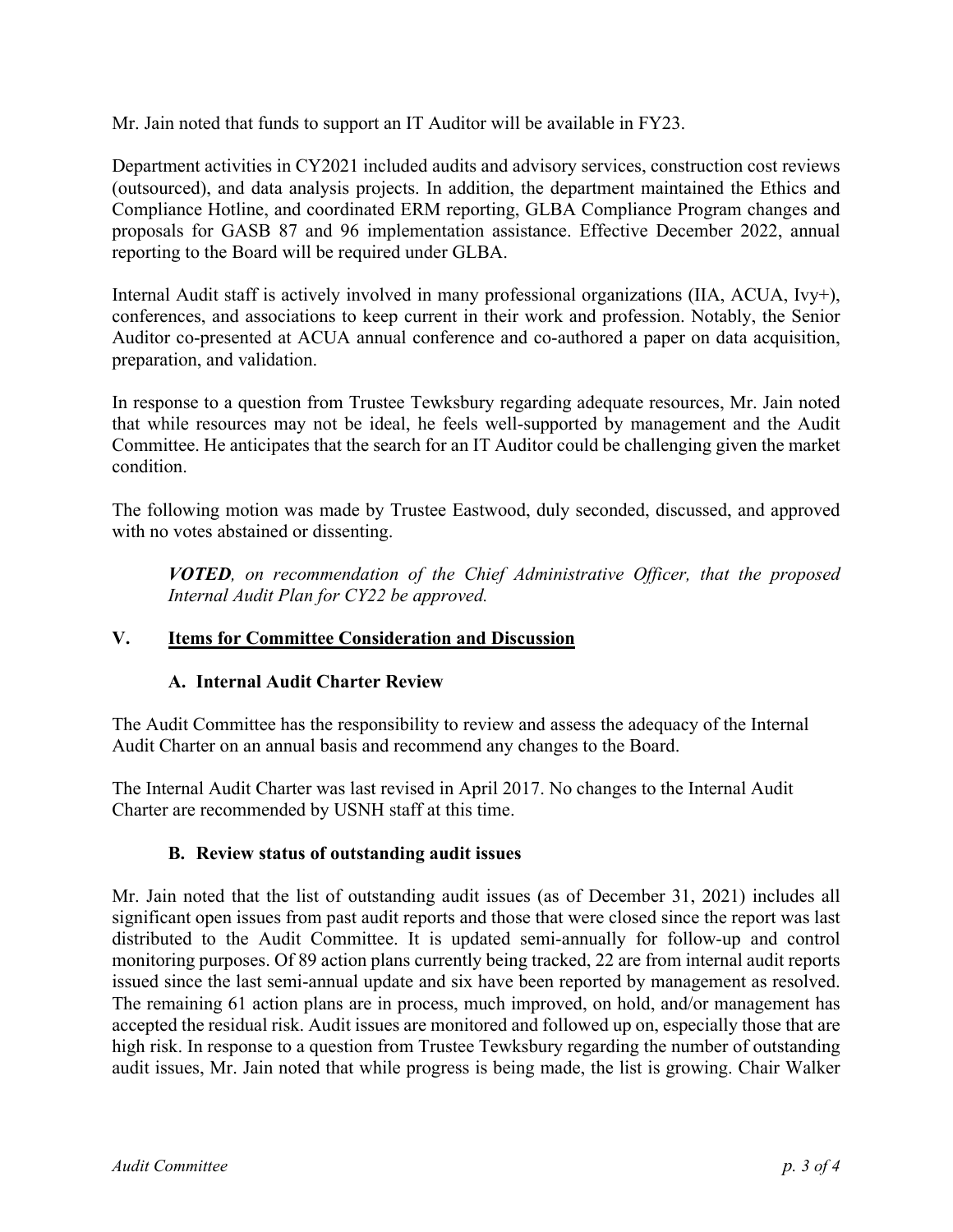Mr. Jain noted that funds to support an IT Auditor will be available in FY23.

Department activities in CY2021 included audits and advisory services, construction cost reviews (outsourced), and data analysis projects. In addition, the department maintained the Ethics and Compliance Hotline, and coordinated ERM reporting, GLBA Compliance Program changes and proposals for GASB 87 and 96 implementation assistance. Effective December 2022, annual reporting to the Board will be required under GLBA.

Internal Audit staff is actively involved in many professional organizations (IIA, ACUA, Ivy+), conferences, and associations to keep current in their work and profession. Notably, the Senior Auditor co-presented at ACUA annual conference and co-authored a paper on data acquisition, preparation, and validation.

In response to a question from Trustee Tewksbury regarding adequate resources, Mr. Jain noted that while resources may not be ideal, he feels well-supported by management and the Audit Committee. He anticipates that the search for an IT Auditor could be challenging given the market condition.

The following motion was made by Trustee Eastwood, duly seconded, discussed, and approved with no votes abstained or dissenting.

> ***VOTED****, on recommendation of the Chief Administrative Officer, that the proposed Internal Audit Plan for CY22 be approved.*

## V. Items for Committee Consideration and Discussion

### A. Internal Audit Charter Review

The Audit Committee has the responsibility to review and assess the adequacy of the Internal Audit Charter on an annual basis and recommend any changes to the Board.

The Internal Audit Charter was last revised in April 2017. No changes to the Internal Audit Charter are recommended by USNH staff at this time.

### B. Review status of outstanding audit issues

Mr. Jain noted that the list of outstanding audit issues (as of December 31, 2021) includes all significant open issues from past audit reports and those that were closed since the report was last distributed to the Audit Committee. It is updated semi-annually for follow-up and control monitoring purposes. Of 89 action plans currently being tracked, 22 are from internal audit reports issued since the last semi-annual update and six have been reported by management as resolved. The remaining 61 action plans are in process, much improved, on hold, and/or management has accepted the residual risk. Audit issues are monitored and followed up on, especially those that are high risk. In response to a question from Trustee Tewksbury regarding the number of outstanding audit issues, Mr. Jain noted that while progress is being made, the list is growing. Chair Walker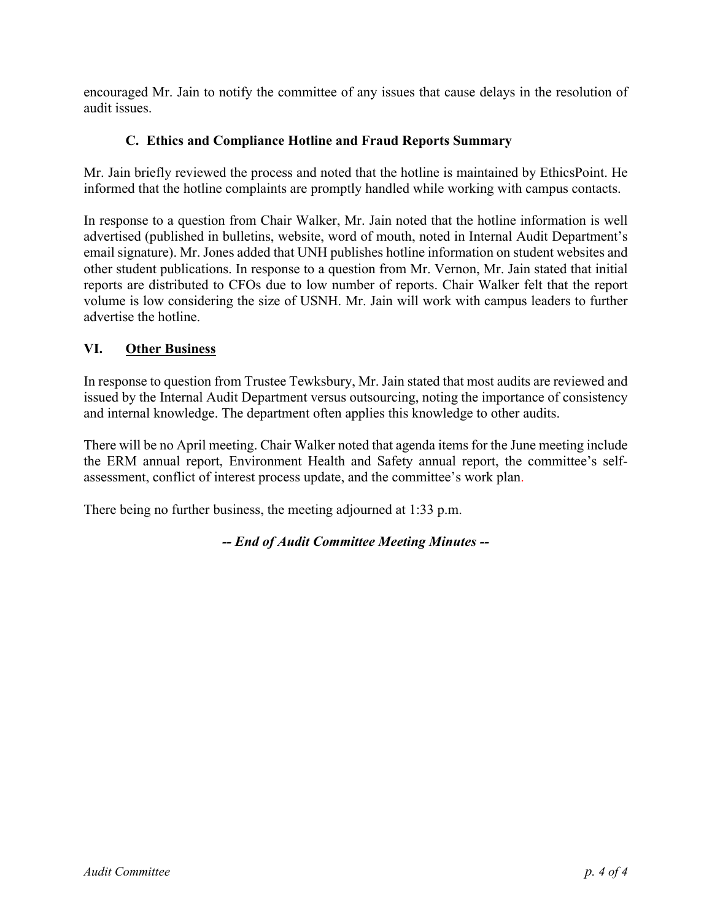encouraged Mr. Jain to notify the committee of any issues that cause delays in the resolution of audit issues.

### C. Ethics and Compliance Hotline and Fraud Reports Summary

Mr. Jain briefly reviewed the process and noted that the hotline is maintained by EthicsPoint. He informed that the hotline complaints are promptly handled while working with campus contacts.

In response to a question from Chair Walker, Mr. Jain noted that the hotline information is well advertised (published in bulletins, website, word of mouth, noted in Internal Audit Department's email signature). Mr. Jones added that UNH publishes hotline information on student websites and other student publications. In response to a question from Mr. Vernon, Mr. Jain stated that initial reports are distributed to CFOs due to low number of reports. Chair Walker felt that the report volume is low considering the size of USNH. Mr. Jain will work with campus leaders to further advertise the hotline.

## VI. <u>Other Business</u>

In response to question from Trustee Tewksbury, Mr. Jain stated that most audits are reviewed and issued by the Internal Audit Department versus outsourcing, noting the importance of consistency and internal knowledge. The department often applies this knowledge to other audits.

There will be no April meeting. Chair Walker noted that agenda items for the June meeting include the ERM annual report, Environment Health and Safety annual report, the committee's self-assessment, conflict of interest process update, and the committee's work plan.

There being no further business, the meeting adjourned at 1:33 p.m.

***-- End of Audit Committee Meeting Minutes --***